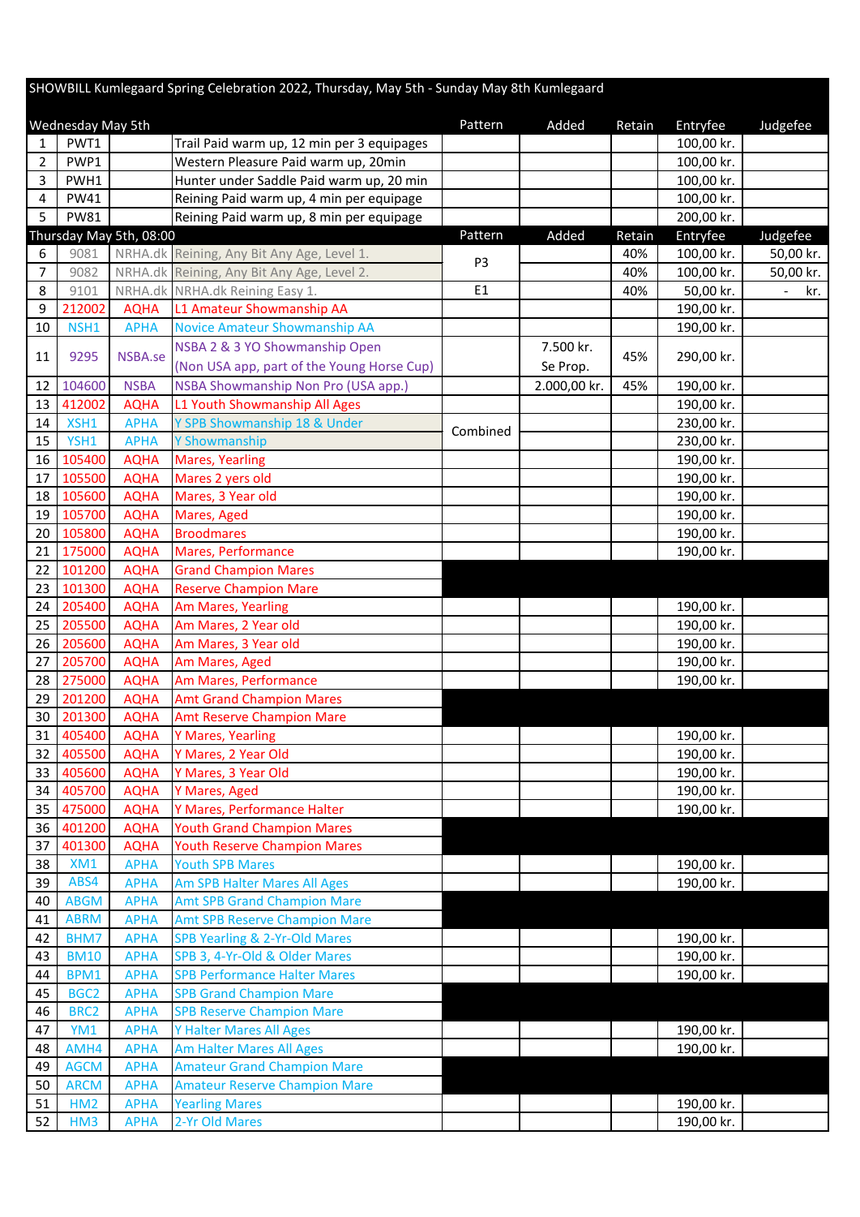SHOWBILL Kumlegaard Spring Celebration 2022, Thursday, May 5th - Sunday May 8th Kumlegaard

| Wednesday May 5th | | | | Pattern | Added | Retain | Entryfee | Judgefee |
|---|---|---|---|---|---|---|---|---|
| 1 | PWT1 | | Trail Paid warm up, 12 min per 3 equipages | | | | 100,00 kr. | |
| 2 | PWP1 | | Western Pleasure Paid warm up, 20min | | | | 100,00 kr. | |
| 3 | PWH1 | | Hunter under Saddle Paid warm up, 20 min | | | | 100,00 kr. | |
| 4 | PW41 | | Reining Paid warm up, 4 min per equipage | | | | 100,00 kr. | |
| 5 | PW81 | | Reining Paid warm up, 8 min per equipage | | | | 200,00 kr. | |
| **Thursday May 5th, 08:00** | | | | **Pattern** | **Added** | **Retain** | **Entryfee** | **Judgefee** |
| 6 | 9081 | NRHA.dk | Reining, Any Bit Any Age, Level 1. | P3 | | 40% | 100,00 kr. | 50,00 kr. |
| 7 | 9082 | NRHA.dk | Reining, Any Bit Any Age, Level 2. | | | 40% | 100,00 kr. | 50,00 kr. |
| 8 | 9101 | NRHA.dk | NRHA.dk Reining Easy 1. | E1 | | 40% | 50,00 kr. | - kr. |
| 9 | 212002 | AQHA | L1 Amateur Showmanship AA | | | | 190,00 kr. | |
| 10 | NSH1 | APHA | Novice Amateur Showmanship AA | | | | 190,00 kr. | |
| 11 | 9295 | NSBA.se | NSBA 2 & 3 YO Showmanship Open (Non USA app, part of the Young Horse Cup) | | 7.500 kr. Se Prop. | 45% | 290,00 kr. | |
| 12 | 104600 | NSBA | NSBA Showmanship Non Pro (USA app.) | | 2.000,00 kr. | 45% | 190,00 kr. | |
| 13 | 412002 | AQHA | L1 Youth Showmanship All Ages | | | | 190,00 kr. | |
| 14 | XSH1 | APHA | Y SPB Showmanship 18 & Under | Combined | | | 230,00 kr. | |
| 15 | YSH1 | APHA | Y Showmanship | | | | 230,00 kr. | |
| 16 | 105400 | AQHA | Mares, Yearling | | | | 190,00 kr. | |
| 17 | 105500 | AQHA | Mares 2 yers old | | | | 190,00 kr. | |
| 18 | 105600 | AQHA | Mares, 3 Year old | | | | 190,00 kr. | |
| 19 | 105700 | AQHA | Mares, Aged | | | | 190,00 kr. | |
| 20 | 105800 | AQHA | Broodmares | | | | 190,00 kr. | |
| 21 | 175000 | AQHA | Mares, Performance | | | | 190,00 kr. | |
| 22 | 101200 | AQHA | Grand Champion Mares | | | | | |
| 23 | 101300 | AQHA | Reserve Champion Mare | | | | | |
| 24 | 205400 | AQHA | Am Mares, Yearling | | | | 190,00 kr. | |
| 25 | 205500 | AQHA | Am Mares, 2 Year old | | | | 190,00 kr. | |
| 26 | 205600 | AQHA | Am Mares, 3 Year old | | | | 190,00 kr. | |
| 27 | 205700 | AQHA | Am Mares, Aged | | | | 190,00 kr. | |
| 28 | 275000 | AQHA | Am Mares, Performance | | | | 190,00 kr. | |
| 29 | 201200 | AQHA | Amt Grand Champion Mares | | | | | |
| 30 | 201300 | AQHA | Amt Reserve Champion Mare | | | | | |
| 31 | 405400 | AQHA | Y Mares, Yearling | | | | 190,00 kr. | |
| 32 | 405500 | AQHA | Y Mares, 2 Year Old | | | | 190,00 kr. | |
| 33 | 405600 | AQHA | Y Mares, 3 Year Old | | | | 190,00 kr. | |
| 34 | 405700 | AQHA | Y Mares, Aged | | | | 190,00 kr. | |
| 35 | 475000 | AQHA | Y Mares, Performance Halter | | | | 190,00 kr. | |
| 36 | 401200 | AQHA | Youth Grand Champion Mares | | | | | |
| 37 | 401300 | AQHA | Youth Reserve Champion Mares | | | | | |
| 38 | XM1 | APHA | Youth SPB Mares | | | | 190,00 kr. | |
| 39 | ABS4 | APHA | Am SPB Halter Mares All Ages | | | | 190,00 kr. | |
| 40 | ABGM | APHA | Amt SPB Grand Champion Mare | | | | | |
| 41 | ABRM | APHA | Amt SPB Reserve Champion Mare | | | | | |
| 42 | BHM7 | APHA | SPB Yearling & 2-Yr-Old Mares | | | | 190,00 kr. | |
| 43 | BM10 | APHA | SPB 3, 4-Yr-Old & Older Mares | | | | 190,00 kr. | |
| 44 | BPM1 | APHA | SPB Performance Halter Mares | | | | 190,00 kr. | |
| 45 | BGC2 | APHA | SPB Grand Champion Mare | | | | | |
| 46 | BRC2 | APHA | SPB Reserve Champion Mare | | | | | |
| 47 | YM1 | APHA | Y Halter Mares All Ages | | | | 190,00 kr. | |
| 48 | AMH4 | APHA | Am Halter Mares All Ages | | | | 190,00 kr. | |
| 49 | AGCM | APHA | Amateur Grand Champion Mare | | | | | |
| 50 | ARCM | APHA | Amateur Reserve Champion Mare | | | | | |
| 51 | HM2 | APHA | Yearling Mares | | | | 190,00 kr. | |
| 52 | HM3 | APHA | 2-Yr Old Mares | | | | 190,00 kr. | |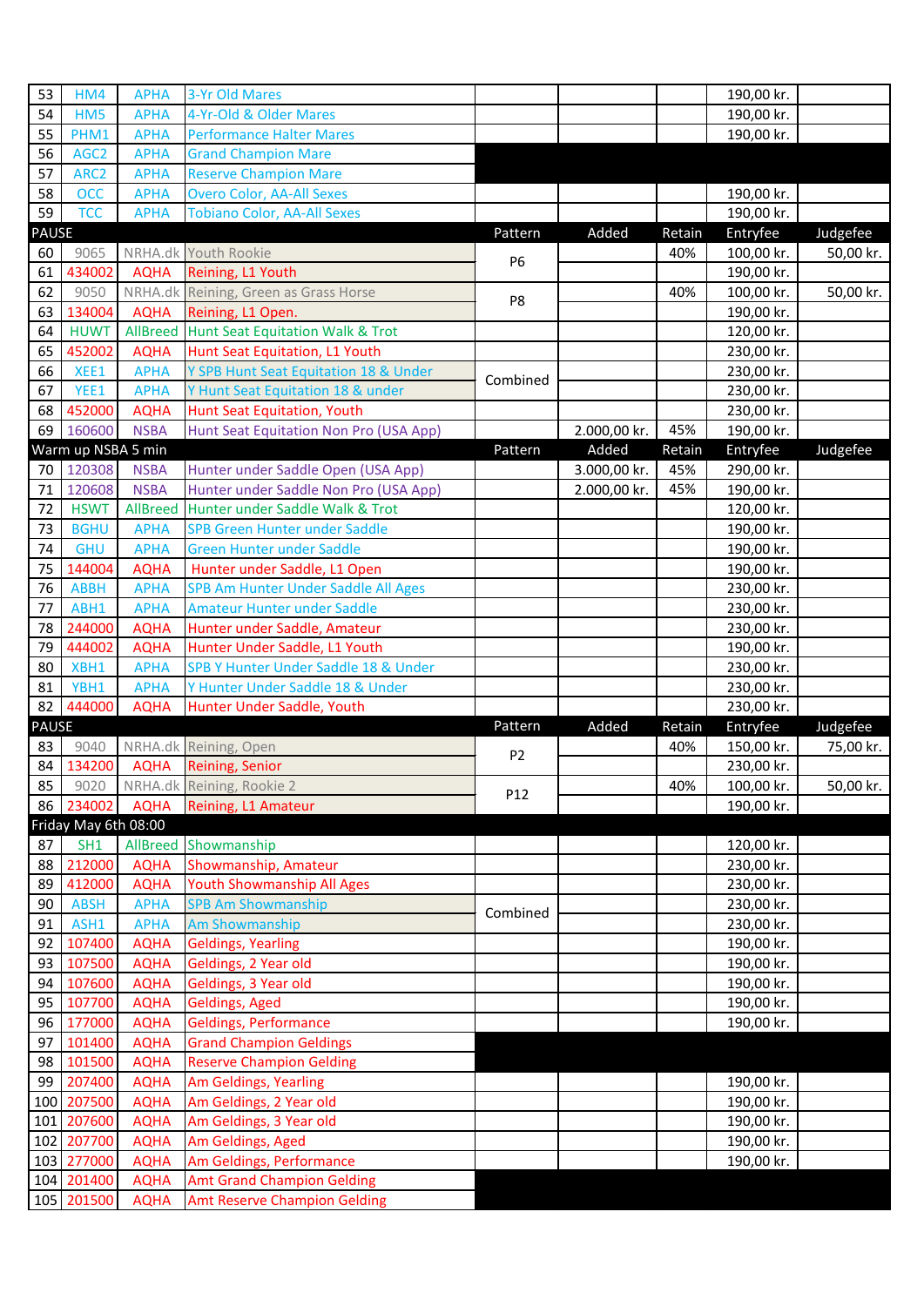| 53 | HM4 | APHA | 3-Yr Old Mares | | | | 190,00 kr. | |
|---|---|---|---|---|---|---|---|---|
| 54 | HM5 | APHA | 4-Yr-Old & Older Mares | | | | 190,00 kr. | |
| 55 | PHM1 | APHA | Performance Halter Mares | | | | 190,00 kr. | |
| 56 | AGC2 | APHA | Grand Champion Mare | | | | | |
| 57 | ARC2 | APHA | Reserve Champion Mare | | | | | |
| 58 | OCC | APHA | Overo Color, AA-All Sexes | | | | 190,00 kr. | |
| 59 | TCC | APHA | Tobiano Color, AA-All Sexes | | | | 190,00 kr. | |
| PAUSE | | | | Pattern | Added | Retain | Entryfee | Judgefee |
| 60 | 9065 | NRHA.dk | Youth Rookie | P6 | | 40% | 100,00 kr. | 50,00 kr. |
| 61 | 434002 | AQHA | Reining, L1 Youth | | | | 190,00 kr. | |
| 62 | 9050 | NRHA.dk | Reining, Green as Grass Horse | P8 | | 40% | 100,00 kr. | 50,00 kr. |
| 63 | 134004 | AQHA | Reining, L1 Open. | | | | 190,00 kr. | |
| 64 | HUWT | AllBreed | Hunt Seat Equitation Walk & Trot | | | | 120,00 kr. | |
| 65 | 452002 | AQHA | Hunt Seat Equitation, L1 Youth | | | | 230,00 kr. | |
| 66 | XEE1 | APHA | Y SPB Hunt Seat Equitation 18 & Under | Combined | | | 230,00 kr. | |
| 67 | YEE1 | APHA | Y Hunt Seat Equitation 18 & under | | | | 230,00 kr. | |
| 68 | 452000 | AQHA | Hunt Seat Equitation, Youth | | | | 230,00 kr. | |
| 69 | 160600 | NSBA | Hunt Seat Equitation Non Pro (USA App) | | 2.000,00 kr. | 45% | 190,00 kr. | |
| Warm up NSBA 5 min | | | | Pattern | Added | Retain | Entryfee | Judgefee |
| 70 | 120308 | NSBA | Hunter under Saddle Open (USA App) | | 3.000,00 kr. | 45% | 290,00 kr. | |
| 71 | 120608 | NSBA | Hunter under Saddle Non Pro (USA App) | | 2.000,00 kr. | 45% | 190,00 kr. | |
| 72 | HSWT | AllBreed | Hunter under Saddle Walk & Trot | | | | 120,00 kr. | |
| 73 | BGHU | APHA | SPB Green Hunter under Saddle | | | | 190,00 kr. | |
| 74 | GHU | APHA | Green Hunter under Saddle | | | | 190,00 kr. | |
| 75 | 144004 | AQHA | Hunter under Saddle, L1 Open | | | | 190,00 kr. | |
| 76 | ABBH | APHA | SPB Am Hunter Under Saddle All Ages | | | | 230,00 kr. | |
| 77 | ABH1 | APHA | Amateur Hunter under Saddle | | | | 230,00 kr. | |
| 78 | 244000 | AQHA | Hunter under Saddle, Amateur | | | | 230,00 kr. | |
| 79 | 444002 | AQHA | Hunter Under Saddle, L1 Youth | | | | 190,00 kr. | |
| 80 | XBH1 | APHA | SPB Y Hunter Under Saddle 18 & Under | | | | 230,00 kr. | |
| 81 | YBH1 | APHA | Y Hunter Under Saddle 18 & Under | | | | 230,00 kr. | |
| 82 | 444000 | AQHA | Hunter Under Saddle, Youth | | | | 230,00 kr. | |
| PAUSE | | | | Pattern | Added | Retain | Entryfee | Judgefee |
| 83 | 9040 | NRHA.dk | Reining, Open | P2 | | 40% | 150,00 kr. | 75,00 kr. |
| 84 | 134200 | AQHA | Reining, Senior | | | | 230,00 kr. | |
| 85 | 9020 | NRHA.dk | Reining, Rookie 2 | P12 | | 40% | 100,00 kr. | 50,00 kr. |
| 86 | 234002 | AQHA | Reining, L1 Amateur | | | | 190,00 kr. | |
| Friday May 6th 08:00 | | | | | | | | |
| 87 | SH1 | AllBreed | Showmanship | | | | 120,00 kr. | |
| 88 | 212000 | AQHA | Showmanship, Amateur | | | | 230,00 kr. | |
| 89 | 412000 | AQHA | Youth Showmanship All Ages | | | | 230,00 kr. | |
| 90 | ABSH | APHA | SPB Am Showmanship | Combined | | | 230,00 kr. | |
| 91 | ASH1 | APHA | Am Showmanship | | | | 230,00 kr. | |
| 92 | 107400 | AQHA | Geldings, Yearling | | | | 190,00 kr. | |
| 93 | 107500 | AQHA | Geldings, 2 Year old | | | | 190,00 kr. | |
| 94 | 107600 | AQHA | Geldings, 3 Year old | | | | 190,00 kr. | |
| 95 | 107700 | AQHA | Geldings, Aged | | | | 190,00 kr. | |
| 96 | 177000 | AQHA | Geldings, Performance | | | | 190,00 kr. | |
| 97 | 101400 | AQHA | Grand Champion Geldings | | | | | |
| 98 | 101500 | AQHA | Reserve Champion Gelding | | | | | |
| 99 | 207400 | AQHA | Am Geldings, Yearling | | | | 190,00 kr. | |
| 100 | 207500 | AQHA | Am Geldings, 2 Year old | | | | 190,00 kr. | |
| 101 | 207600 | AQHA | Am Geldings, 3 Year old | | | | 190,00 kr. | |
| 102 | 207700 | AQHA | Am Geldings, Aged | | | | 190,00 kr. | |
| 103 | 277000 | AQHA | Am Geldings, Performance | | | | 190,00 kr. | |
| 104 | 201400 | AQHA | Amt Grand Champion Gelding | | | | | |
| 105 | 201500 | AQHA | Amt Reserve Champion Gelding | | | | | |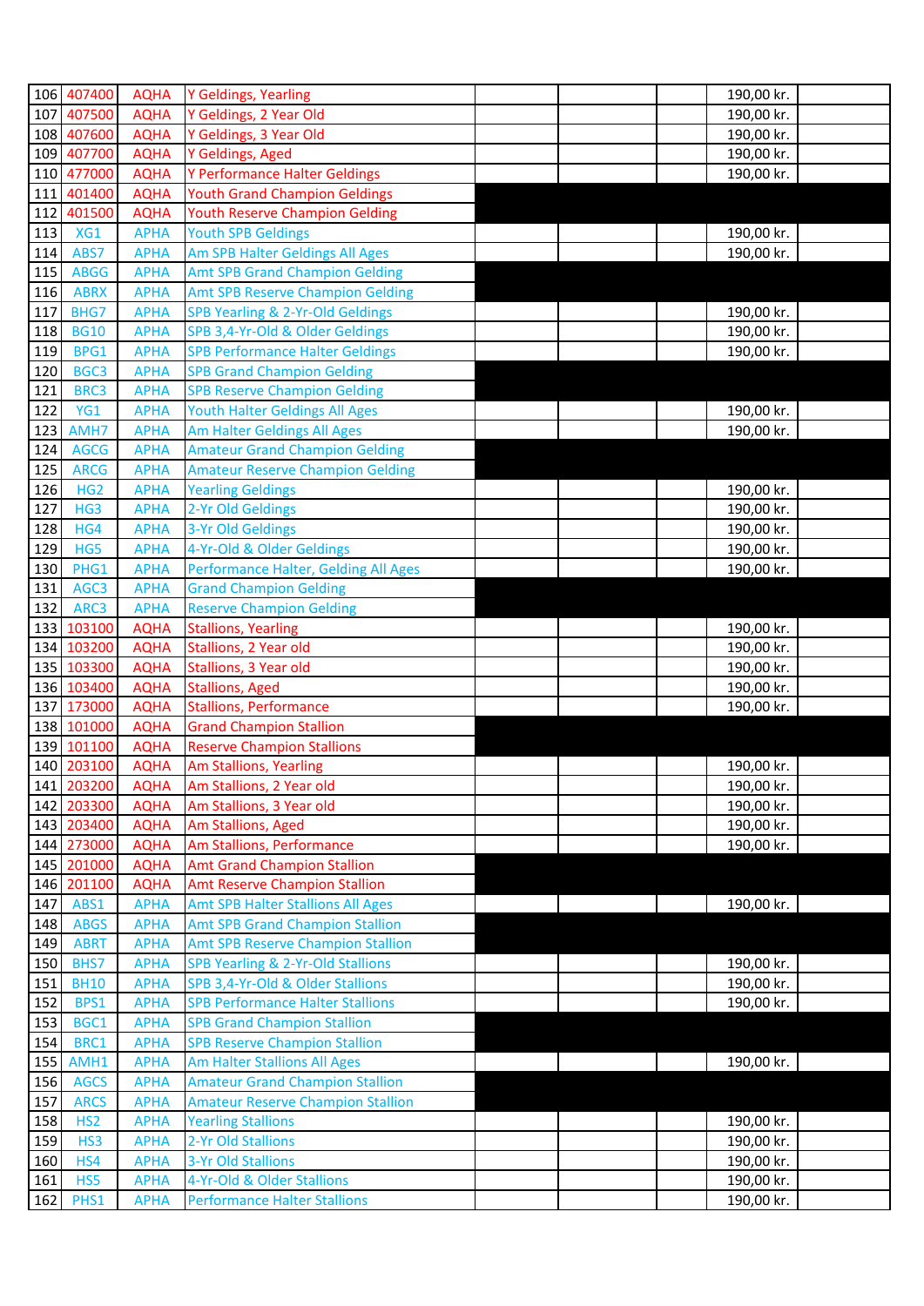| | | | | | | | | |
|---|---|---|---|---|---|---|---|---|
| 106 | 407400 | AQHA | Y Geldings, Yearling | | | | 190,00 kr. | |
| 107 | 407500 | AQHA | Y Geldings, 2 Year Old | | | | 190,00 kr. | |
| 108 | 407600 | AQHA | Y Geldings, 3 Year Old | | | | 190,00 kr. | |
| 109 | 407700 | AQHA | Y Geldings, Aged | | | | 190,00 kr. | |
| 110 | 477000 | AQHA | Y Performance Halter Geldings | | | | 190,00 kr. | |
| 111 | 401400 | AQHA | Youth Grand Champion Geldings | | | | | |
| 112 | 401500 | AQHA | Youth Reserve Champion Gelding | | | | | |
| 113 | XG1 | APHA | Youth SPB Geldings | | | | 190,00 kr. | |
| 114 | ABS7 | APHA | Am SPB Halter Geldings All Ages | | | | 190,00 kr. | |
| 115 | ABGG | APHA | Amt SPB Grand Champion Gelding | | | | | |
| 116 | ABRX | APHA | Amt SPB Reserve Champion Gelding | | | | | |
| 117 | BHG7 | APHA | SPB Yearling & 2-Yr-Old Geldings | | | | 190,00 kr. | |
| 118 | BG10 | APHA | SPB 3,4-Yr-Old & Older Geldings | | | | 190,00 kr. | |
| 119 | BPG1 | APHA | SPB Performance Halter Geldings | | | | 190,00 kr. | |
| 120 | BGC3 | APHA | SPB Grand Champion Gelding | | | | | |
| 121 | BRC3 | APHA | SPB Reserve Champion Gelding | | | | | |
| 122 | YG1 | APHA | Youth Halter Geldings All Ages | | | | 190,00 kr. | |
| 123 | AMH7 | APHA | Am Halter Geldings All Ages | | | | 190,00 kr. | |
| 124 | AGCG | APHA | Amateur Grand Champion Gelding | | | | | |
| 125 | ARCG | APHA | Amateur Reserve Champion Gelding | | | | | |
| 126 | HG2 | APHA | Yearling Geldings | | | | 190,00 kr. | |
| 127 | HG3 | APHA | 2-Yr Old Geldings | | | | 190,00 kr. | |
| 128 | HG4 | APHA | 3-Yr Old Geldings | | | | 190,00 kr. | |
| 129 | HG5 | APHA | 4-Yr-Old & Older Geldings | | | | 190,00 kr. | |
| 130 | PHG1 | APHA | Performance Halter, Gelding All Ages | | | | 190,00 kr. | |
| 131 | AGC3 | APHA | Grand Champion Gelding | | | | | |
| 132 | ARC3 | APHA | Reserve Champion Gelding | | | | | |
| 133 | 103100 | AQHA | Stallions, Yearling | | | | 190,00 kr. | |
| 134 | 103200 | AQHA | Stallions, 2 Year old | | | | 190,00 kr. | |
| 135 | 103300 | AQHA | Stallions, 3 Year old | | | | 190,00 kr. | |
| 136 | 103400 | AQHA | Stallions, Aged | | | | 190,00 kr. | |
| 137 | 173000 | AQHA | Stallions, Performance | | | | 190,00 kr. | |
| 138 | 101000 | AQHA | Grand Champion Stallion | | | | | |
| 139 | 101100 | AQHA | Reserve Champion Stallions | | | | | |
| 140 | 203100 | AQHA | Am Stallions, Yearling | | | | 190,00 kr. | |
| 141 | 203200 | AQHA | Am Stallions, 2 Year old | | | | 190,00 kr. | |
| 142 | 203300 | AQHA | Am Stallions, 3 Year old | | | | 190,00 kr. | |
| 143 | 203400 | AQHA | Am Stallions, Aged | | | | 190,00 kr. | |
| 144 | 273000 | AQHA | Am Stallions, Performance | | | | 190,00 kr. | |
| 145 | 201000 | AQHA | Amt Grand Champion Stallion | | | | | |
| 146 | 201100 | AQHA | Amt Reserve Champion Stallion | | | | | |
| 147 | ABS1 | APHA | Amt SPB Halter Stallions All Ages | | | | 190,00 kr. | |
| 148 | ABGS | APHA | Amt SPB Grand Champion Stallion | | | | | |
| 149 | ABRT | APHA | Amt SPB Reserve Champion Stallion | | | | | |
| 150 | BHS7 | APHA | SPB Yearling & 2-Yr-Old Stallions | | | | 190,00 kr. | |
| 151 | BH10 | APHA | SPB 3,4-Yr-Old & Older Stallions | | | | 190,00 kr. | |
| 152 | BPS1 | APHA | SPB Performance Halter Stallions | | | | 190,00 kr. | |
| 153 | BGC1 | APHA | SPB Grand Champion Stallion | | | | | |
| 154 | BRC1 | APHA | SPB Reserve Champion Stallion | | | | | |
| 155 | AMH1 | APHA | Am Halter Stallions All Ages | | | | 190,00 kr. | |
| 156 | AGCS | APHA | Amateur Grand Champion Stallion | | | | | |
| 157 | ARCS | APHA | Amateur Reserve Champion Stallion | | | | | |
| 158 | HS2 | APHA | Yearling Stallions | | | | 190,00 kr. | |
| 159 | HS3 | APHA | 2-Yr Old Stallions | | | | 190,00 kr. | |
| 160 | HS4 | APHA | 3-Yr Old Stallions | | | | 190,00 kr. | |
| 161 | HS5 | APHA | 4-Yr-Old & Older Stallions | | | | 190,00 kr. | |
| 162 | PHS1 | APHA | Performance Halter Stallions | | | | 190,00 kr. | |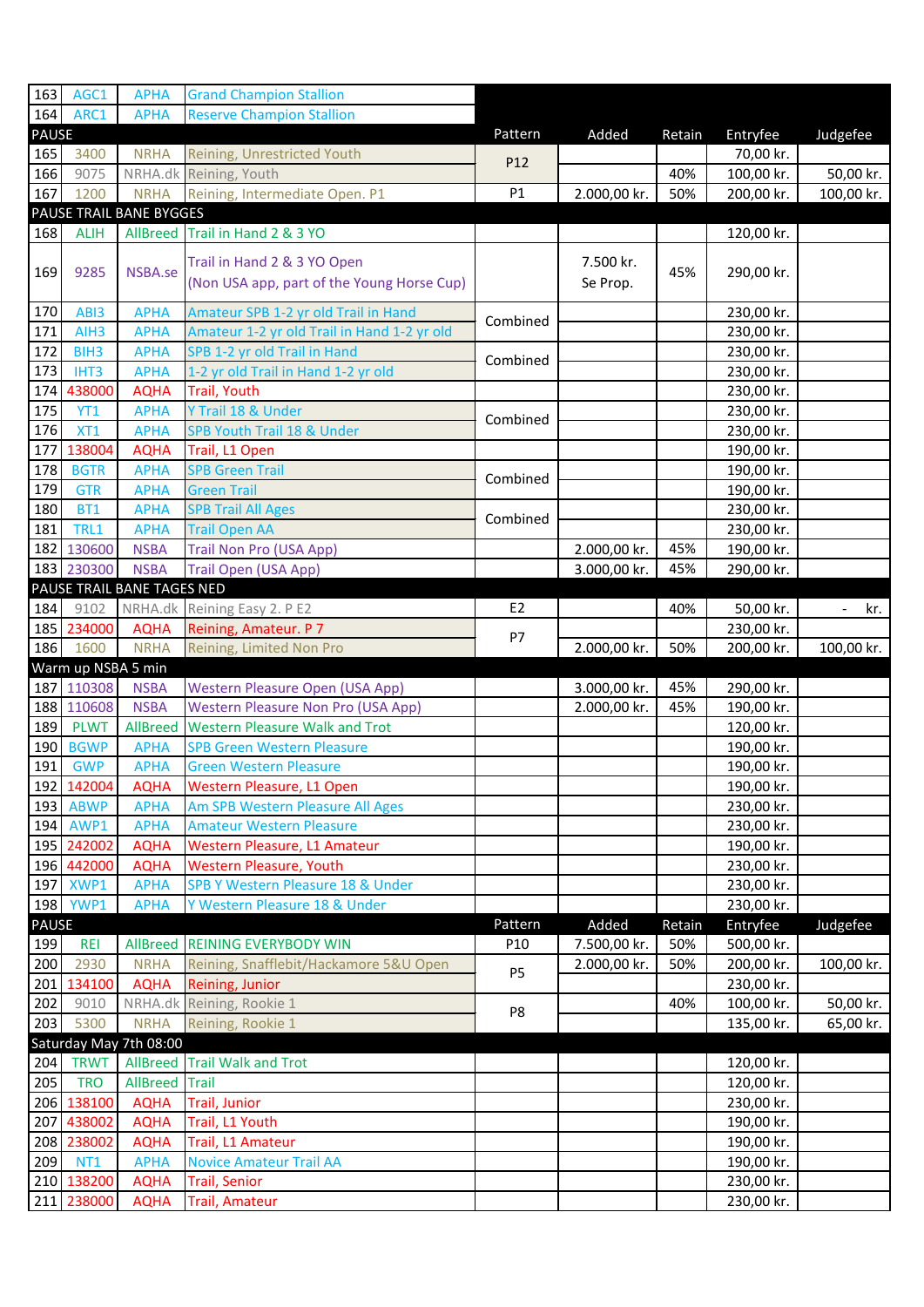| | | | | Pattern | Added | Retain | Entryfee | Judgefee |
|---|---|---|---|---|---|---|---|---|
| 163 | AGC1 | APHA | Grand Champion Stallion | | | | | |
| 164 | ARC1 | APHA | Reserve Champion Stallion | | | | | |
| PAUSE | | | | Pattern | Added | Retain | Entryfee | Judgefee |
| 165 | 3400 | NRHA | Reining, Unrestricted Youth | P12 | | | 70,00 kr. | |
| 166 | 9075 | NRHA.dk | Reining, Youth | | | 40% | 100,00 kr. | 50,00 kr. |
| 167 | 1200 | NRHA | Reining, Intermediate Open. P1 | P1 | 2.000,00 kr. | 50% | 200,00 kr. | 100,00 kr. |
| PAUSE TRAIL BANE BYGGES | | | | | | | | |
| 168 | ALIH | AllBreed | Trail in Hand 2 & 3 YO | | | | 120,00 kr. | |
| 169 | 9285 | NSBA.se | Trail in Hand 2 & 3 YO Open (Non USA app, part of the Young Horse Cup) | | 7.500 kr. Se Prop. | 45% | 290,00 kr. | |
| 170 | ABI3 | APHA | Amateur SPB 1-2 yr old Trail in Hand | Combined | | | 230,00 kr. | |
| 171 | AIH3 | APHA | Amateur 1-2 yr old Trail in Hand 1-2 yr old | | | | 230,00 kr. | |
| 172 | BIH3 | APHA | SPB 1-2 yr old Trail in Hand | Combined | | | 230,00 kr. | |
| 173 | IHT3 | APHA | 1-2 yr old Trail in Hand 1-2 yr old | | | | 230,00 kr. | |
| 174 | 438000 | AQHA | Trail, Youth | | | | 230,00 kr. | |
| 175 | YT1 | APHA | Y Trail 18 & Under | Combined | | | 230,00 kr. | |
| 176 | XT1 | APHA | SPB Youth Trail 18 & Under | | | | 230,00 kr. | |
| 177 | 138004 | AQHA | Trail, L1 Open | | | | 190,00 kr. | |
| 178 | BGTR | APHA | SPB Green Trail | Combined | | | 190,00 kr. | |
| 179 | GTR | APHA | Green Trail | | | | 190,00 kr. | |
| 180 | BT1 | APHA | SPB Trail All Ages | Combined | | | 230,00 kr. | |
| 181 | TRL1 | APHA | Trail Open AA | | | | 230,00 kr. | |
| 182 | 130600 | NSBA | Trail Non Pro (USA App) | | 2.000,00 kr. | 45% | 190,00 kr. | |
| 183 | 230300 | NSBA | Trail Open (USA App) | | 3.000,00 kr. | 45% | 290,00 kr. | |
| PAUSE TRAIL BANE TAGES NED | | | | | | | | |
| 184 | 9102 | NRHA.dk | Reining Easy 2. P E2 | E2 | | 40% | 50,00 kr. | - kr. |
| 185 | 234000 | AQHA | Reining, Amateur. P 7 | P7 | | | 230,00 kr. | |
| 186 | 1600 | NRHA | Reining, Limited Non Pro | | 2.000,00 kr. | 50% | 200,00 kr. | 100,00 kr. |
| Warm up NSBA 5 min | | | | | | | | |
| 187 | 110308 | NSBA | Western Pleasure Open (USA App) | | 3.000,00 kr. | 45% | 290,00 kr. | |
| 188 | 110608 | NSBA | Western Pleasure Non Pro (USA App) | | 2.000,00 kr. | 45% | 190,00 kr. | |
| 189 | PLWT | AllBreed | Western Pleasure Walk and Trot | | | | 120,00 kr. | |
| 190 | BGWP | APHA | SPB Green Western Pleasure | | | | 190,00 kr. | |
| 191 | GWP | APHA | Green Western Pleasure | | | | 190,00 kr. | |
| 192 | 142004 | AQHA | Western Pleasure, L1 Open | | | | 190,00 kr. | |
| 193 | ABWP | APHA | Am SPB Western Pleasure All Ages | | | | 230,00 kr. | |
| 194 | AWP1 | APHA | Amateur Western Pleasure | | | | 230,00 kr. | |
| 195 | 242002 | AQHA | Western Pleasure, L1 Amateur | | | | 190,00 kr. | |
| 196 | 442000 | AQHA | Western Pleasure, Youth | | | | 230,00 kr. | |
| 197 | XWP1 | APHA | SPB Y Western Pleasure 18 & Under | | | | 230,00 kr. | |
| 198 | YWP1 | APHA | Y Western Pleasure 18 & Under | | | | 230,00 kr. | |
| PAUSE | | | | Pattern | Added | Retain | Entryfee | Judgefee |
| 199 | REI | AllBreed | REINING EVERYBODY WIN | P10 | 7.500,00 kr. | 50% | 500,00 kr. | |
| 200 | 2930 | NRHA | Reining, Snafflebit/Hackamore 5&U Open | P5 | 2.000,00 kr. | 50% | 200,00 kr. | 100,00 kr. |
| 201 | 134100 | AQHA | Reining, Junior | | | | 230,00 kr. | |
| 202 | 9010 | NRHA.dk | Reining, Rookie 1 | P8 | | 40% | 100,00 kr. | 50,00 kr. |
| 203 | 5300 | NRHA | Reining, Rookie 1 | | | | 135,00 kr. | 65,00 kr. |
| Saturday May 7th 08:00 | | | | | | | | |
| 204 | TRWT | AllBreed | Trail Walk and Trot | | | | 120,00 kr. | |
| 205 | TRO | AllBreed | Trail | | | | 120,00 kr. | |
| 206 | 138100 | AQHA | Trail, Junior | | | | 230,00 kr. | |
| 207 | 438002 | AQHA | Trail, L1 Youth | | | | 190,00 kr. | |
| 208 | 238002 | AQHA | Trail, L1 Amateur | | | | 190,00 kr. | |
| 209 | NT1 | APHA | Novice Amateur Trail AA | | | | 190,00 kr. | |
| 210 | 138200 | AQHA | Trail, Senior | | | | 230,00 kr. | |
| 211 | 238000 | AQHA | Trail, Amateur | | | | 230,00 kr. | |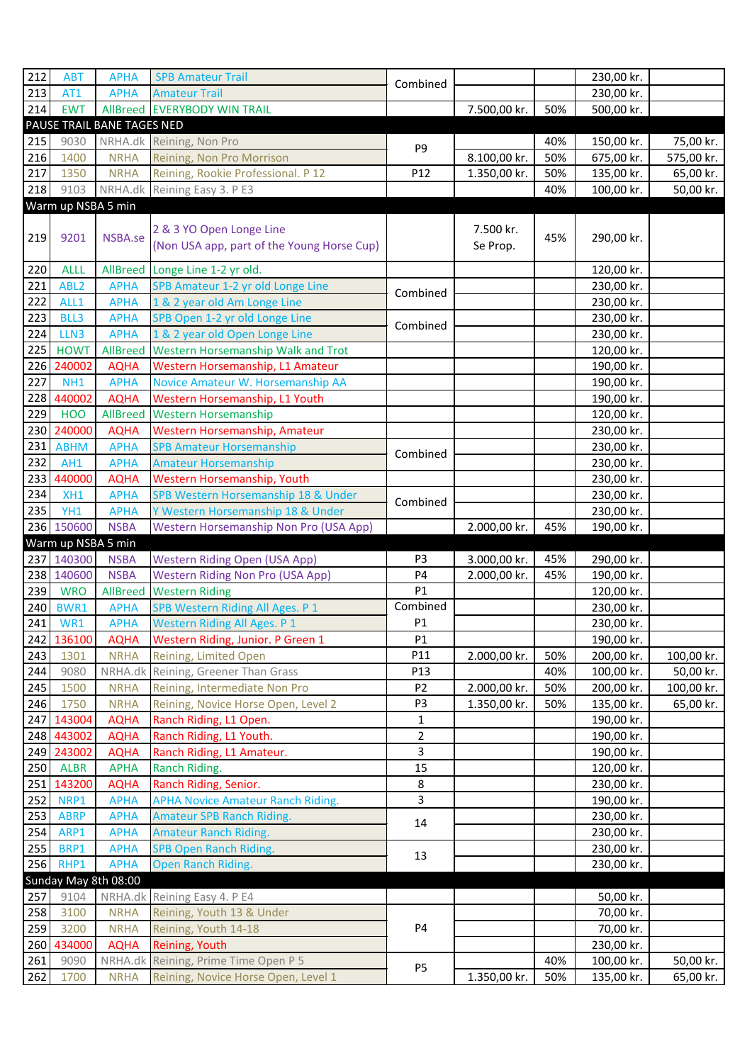| | | | | | | | | |
|---|---|---|---|---|---|---|---|---|
| 212 | ABT | APHA | SPB Amateur Trail | Combined | | | 230,00 kr. | |
| 213 | AT1 | APHA | Amateur Trail | | | | 230,00 kr. | |
| 214 | EWT | AllBreed | EVERYBODY WIN TRAIL | | 7.500,00 kr. | 50% | 500,00 kr. | |
| PAUSE TRAIL BANE TAGES NED | | | | | | | | |
| 215 | 9030 | NRHA.dk | Reining, Non Pro | P9 | | 40% | 150,00 kr. | 75,00 kr. |
| 216 | 1400 | NRHA | Reining, Non Pro Morrison | | 8.100,00 kr. | 50% | 675,00 kr. | 575,00 kr. |
| 217 | 1350 | NRHA | Reining, Rookie Professional. P 12 | P12 | 1.350,00 kr. | 50% | 135,00 kr. | 65,00 kr. |
| 218 | 9103 | NRHA.dk | Reining Easy 3. P E3 | | | 40% | 100,00 kr. | 50,00 kr. |
| Warm up NSBA 5 min | | | | | | | | |
| 219 | 9201 | NSBA.se | 2 & 3 YO Open Longe Line (Non USA app, part of the Young Horse Cup) | | 7.500 kr. Se Prop. | 45% | 290,00 kr. | |
| 220 | ALLL | AllBreed | Longe Line 1-2 yr old. | | | | 120,00 kr. | |
| 221 | ABL2 | APHA | SPB Amateur 1-2 yr old Longe Line | Combined | | | 230,00 kr. | |
| 222 | ALL1 | APHA | 1 & 2 year old Am Longe Line | | | | 230,00 kr. | |
| 223 | BLL3 | APHA | SPB Open 1-2 yr old Longe Line | Combined | | | 230,00 kr. | |
| 224 | LLN3 | APHA | 1 & 2 year old Open Longe Line | | | | 230,00 kr. | |
| 225 | HOWT | AllBreed | Western Horsemanship Walk and Trot | | | | 120,00 kr. | |
| 226 | 240002 | AQHA | Western Horsemanship, L1 Amateur | | | | 190,00 kr. | |
| 227 | NH1 | APHA | Novice Amateur W. Horsemanship AA | | | | 190,00 kr. | |
| 228 | 440002 | AQHA | Western Horsemanship, L1 Youth | | | | 190,00 kr. | |
| 229 | HOO | AllBreed | Western Horsemanship | | | | 120,00 kr. | |
| 230 | 240000 | AQHA | Western Horsemanship, Amateur | | | | 230,00 kr. | |
| 231 | ABHM | APHA | SPB Amateur Horsemanship | Combined | | | 230,00 kr. | |
| 232 | AH1 | APHA | Amateur Horsemanship | | | | 230,00 kr. | |
| 233 | 440000 | AQHA | Western Horsemanship, Youth | | | | 230,00 kr. | |
| 234 | XH1 | APHA | SPB Western Horsemanship 18 & Under | Combined | | | 230,00 kr. | |
| 235 | YH1 | APHA | Y Western Horsemanship 18 & Under | | | | 230,00 kr. | |
| 236 | 150600 | NSBA | Western Horsemanship Non Pro (USA App) | | 2.000,00 kr. | 45% | 190,00 kr. | |
| Warm up NSBA 5 min | | | | | | | | |
| 237 | 140300 | NSBA | Western Riding Open (USA App) | P3 | 3.000,00 kr. | 45% | 290,00 kr. | |
| 238 | 140600 | NSBA | Western Riding Non Pro (USA App) | P4 | 2.000,00 kr. | 45% | 190,00 kr. | |
| 239 | WRO | AllBreed | Western Riding | P1 | | | 120,00 kr. | |
| 240 | BWR1 | APHA | SPB Western Riding All Ages. P 1 | Combined | | | 230,00 kr. | |
| 241 | WR1 | APHA | Western Riding All Ages. P 1 | P1 | | | 230,00 kr. | |
| 242 | 136100 | AQHA | Western Riding, Junior. P Green 1 | P1 | | | 190,00 kr. | |
| 243 | 1301 | NRHA | Reining, Limited Open | P11 | 2.000,00 kr. | 50% | 200,00 kr. | 100,00 kr. |
| 244 | 9080 | NRHA.dk | Reining, Greener Than Grass | P13 | | 40% | 100,00 kr. | 50,00 kr. |
| 245 | 1500 | NRHA | Reining, Intermediate Non Pro | P2 | 2.000,00 kr. | 50% | 200,00 kr. | 100,00 kr. |
| 246 | 1750 | NRHA | Reining, Novice Horse Open, Level 2 | P3 | 1.350,00 kr. | 50% | 135,00 kr. | 65,00 kr. |
| 247 | 143004 | AQHA | Ranch Riding, L1 Open. | 1 | | | 190,00 kr. | |
| 248 | 443002 | AQHA | Ranch Riding, L1 Youth. | 2 | | | 190,00 kr. | |
| 249 | 243002 | AQHA | Ranch Riding, L1 Amateur. | 3 | | | 190,00 kr. | |
| 250 | ALBR | APHA | Ranch Riding. | 15 | | | 120,00 kr. | |
| 251 | 143200 | AQHA | Ranch Riding, Senior. | 8 | | | 230,00 kr. | |
| 252 | NRP1 | APHA | APHA Novice Amateur Ranch Riding. | 3 | | | 190,00 kr. | |
| 253 | ABRP | APHA | Amateur SPB Ranch Riding. | 14 | | | 230,00 kr. | |
| 254 | ARP1 | APHA | Amateur Ranch Riding. | | | | 230,00 kr. | |
| 255 | BRP1 | APHA | SPB Open Ranch Riding. | 13 | | | 230,00 kr. | |
| 256 | RHP1 | APHA | Open Ranch Riding. | | | | 230,00 kr. | |
| Sunday May 8th 08:00 | | | | | | | | |
| 257 | 9104 | NRHA.dk | Reining Easy 4. P E4 | | | | 50,00 kr. | |
| 258 | 3100 | NRHA | Reining, Youth 13 & Under | P4 | | | 70,00 kr. | |
| 259 | 3200 | NRHA | Reining, Youth 14-18 | | | | 70,00 kr. | |
| 260 | 434000 | AQHA | Reining, Youth | | | | 230,00 kr. | |
| 261 | 9090 | NRHA.dk | Reining, Prime Time Open P 5 | P5 | | 40% | 100,00 kr. | 50,00 kr. |
| 262 | 1700 | NRHA | Reining, Novice Horse Open, Level 1 | | 1.350,00 kr. | 50% | 135,00 kr. | 65,00 kr. |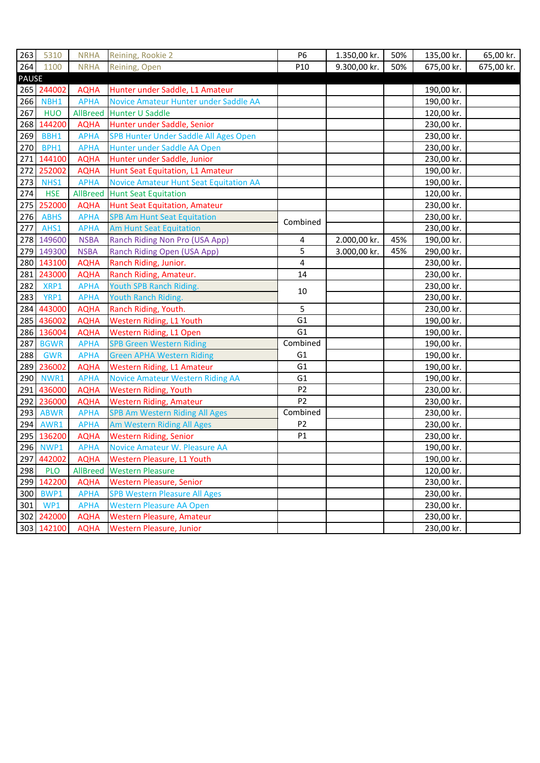| | | | | | | | | |
|---|---|---|---|---|---|---|---|---|
| 263 | 5310 | NRHA | Reining, Rookie 2 | P6 | 1.350,00 kr. | 50% | 135,00 kr. | 65,00 kr. |
| 264 | 1100 | NRHA | Reining, Open | P10 | 9.300,00 kr. | 50% | 675,00 kr. | 675,00 kr. |
| PAUSE | | | | | | | | |
| 265 | 244002 | AQHA | Hunter under Saddle, L1 Amateur | | | | 190,00 kr. | |
| 266 | NBH1 | APHA | Novice Amateur Hunter under Saddle AA | | | | 190,00 kr. | |
| 267 | HUO | AllBreed | Hunter U Saddle | | | | 120,00 kr. | |
| 268 | 144200 | AQHA | Hunter under Saddle, Senior | | | | 230,00 kr. | |
| 269 | BBH1 | APHA | SPB Hunter Under Saddle All Ages Open | | | | 230,00 kr. | |
| 270 | BPH1 | APHA | Hunter under Saddle AA Open | | | | 230,00 kr. | |
| 271 | 144100 | AQHA | Hunter under Saddle, Junior | | | | 230,00 kr. | |
| 272 | 252002 | AQHA | Hunt Seat Equitation, L1 Amateur | | | | 190,00 kr. | |
| 273 | NHS1 | APHA | Novice Amateur Hunt Seat Equitation AA | | | | 190,00 kr. | |
| 274 | HSE | AllBreed | Hunt Seat Equitation | | | | 120,00 kr. | |
| 275 | 252000 | AQHA | Hunt Seat Equitation, Amateur | | | | 230,00 kr. | |
| 276 | ABHS | APHA | SPB Am Hunt Seat Equitation | Combined | | | 230,00 kr. | |
| 277 | AHS1 | APHA | Am Hunt Seat Equitation | | | | 230,00 kr. | |
| 278 | 149600 | NSBA | Ranch Riding Non Pro (USA App) | 4 | 2.000,00 kr. | 45% | 190,00 kr. | |
| 279 | 149300 | NSBA | Ranch Riding Open (USA App) | 5 | 3.000,00 kr. | 45% | 290,00 kr. | |
| 280 | 143100 | AQHA | Ranch Riding, Junior. | 4 | | | 230,00 kr. | |
| 281 | 243000 | AQHA | Ranch Riding, Amateur. | 14 | | | 230,00 kr. | |
| 282 | XRP1 | APHA | Youth SPB Ranch Riding. | 10 | | | 230,00 kr. | |
| 283 | YRP1 | APHA | Youth Ranch Riding. | | | | 230,00 kr. | |
| 284 | 443000 | AQHA | Ranch Riding, Youth. | 5 | | | 230,00 kr. | |
| 285 | 436002 | AQHA | Western Riding, L1 Youth | G1 | | | 190,00 kr. | |
| 286 | 136004 | AQHA | Western Riding, L1 Open | G1 | | | 190,00 kr. | |
| 287 | BGWR | APHA | SPB Green Western Riding | Combined | | | 190,00 kr. | |
| 288 | GWR | APHA | Green APHA Western Riding | G1 | | | 190,00 kr. | |
| 289 | 236002 | AQHA | Western Riding, L1 Amateur | G1 | | | 190,00 kr. | |
| 290 | NWR1 | APHA | Novice Amateur Western Riding AA | G1 | | | 190,00 kr. | |
| 291 | 436000 | AQHA | Western Riding, Youth | P2 | | | 230,00 kr. | |
| 292 | 236000 | AQHA | Western Riding, Amateur | P2 | | | 230,00 kr. | |
| 293 | ABWR | APHA | SPB Am Western Riding All Ages | Combined | | | 230,00 kr. | |
| 294 | AWR1 | APHA | Am Western Riding All Ages | P2 | | | 230,00 kr. | |
| 295 | 136200 | AQHA | Western Riding, Senior | P1 | | | 230,00 kr. | |
| 296 | NWP1 | APHA | Novice Amateur W. Pleasure AA | | | | 190,00 kr. | |
| 297 | 442002 | AQHA | Western Pleasure, L1 Youth | | | | 190,00 kr. | |
| 298 | PLO | AllBreed | Western Pleasure | | | | 120,00 kr. | |
| 299 | 142200 | AQHA | Western Pleasure, Senior | | | | 230,00 kr. | |
| 300 | BWP1 | APHA | SPB Western Pleasure All Ages | | | | 230,00 kr. | |
| 301 | WP1 | APHA | Western Pleasure AA Open | | | | 230,00 kr. | |
| 302 | 242000 | AQHA | Western Pleasure, Amateur | | | | 230,00 kr. | |
| 303 | 142100 | AQHA | Western Pleasure, Junior | | | | 230,00 kr. | |